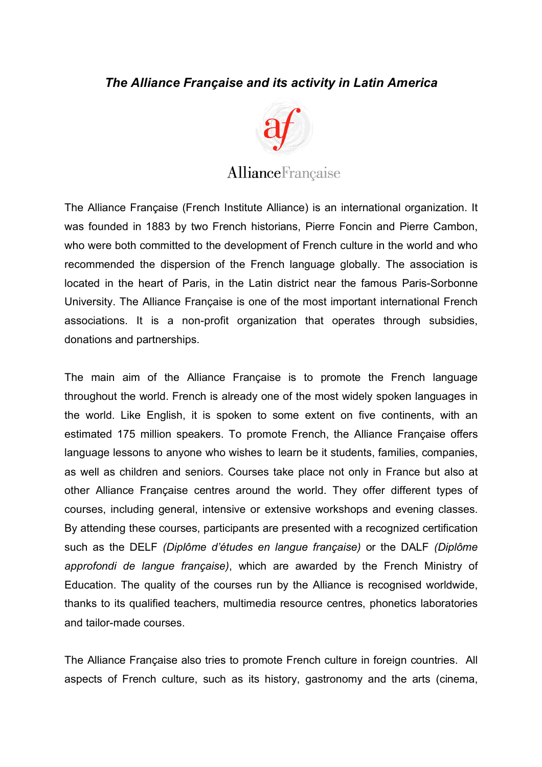***The Alliance Française and its activity in Latin America***

AllianceFrançaise

The Alliance Française (French Institute Alliance) is an international organization. It was founded in 1883 by two French historians, Pierre Foncin and Pierre Cambon, who were both committed to the development of French culture in the world and who recommended the dispersion of the French language globally. The association is located in the heart of Paris, in the Latin district near the famous Paris-Sorbonne University. The Alliance Française is one of the most important international French associations. It is a non-profit organization that operates through subsidies, donations and partnerships.

The main aim of the Alliance Française is to promote the French language throughout the world. French is already one of the most widely spoken languages in the world. Like English, it is spoken to some extent on five continents, with an estimated 175 million speakers. To promote French, the Alliance Française offers language lessons to anyone who wishes to learn be it students, families, companies, as well as children and seniors. Courses take place not only in France but also at other Alliance Française centres around the world. They offer different types of courses, including general, intensive or extensive workshops and evening classes. By attending these courses, participants are presented with a recognized certification such as the DELF *(Diplôme d'études en langue française)* or the DALF *(Diplôme approfondi de langue française)*, which are awarded by the French Ministry of Education. The quality of the courses run by the Alliance is recognised worldwide, thanks to its qualified teachers, multimedia resource centres, phonetics laboratories and tailor-made courses.

The Alliance Française also tries to promote French culture in foreign countries. All aspects of French culture, such as its history, gastronomy and the arts (cinema,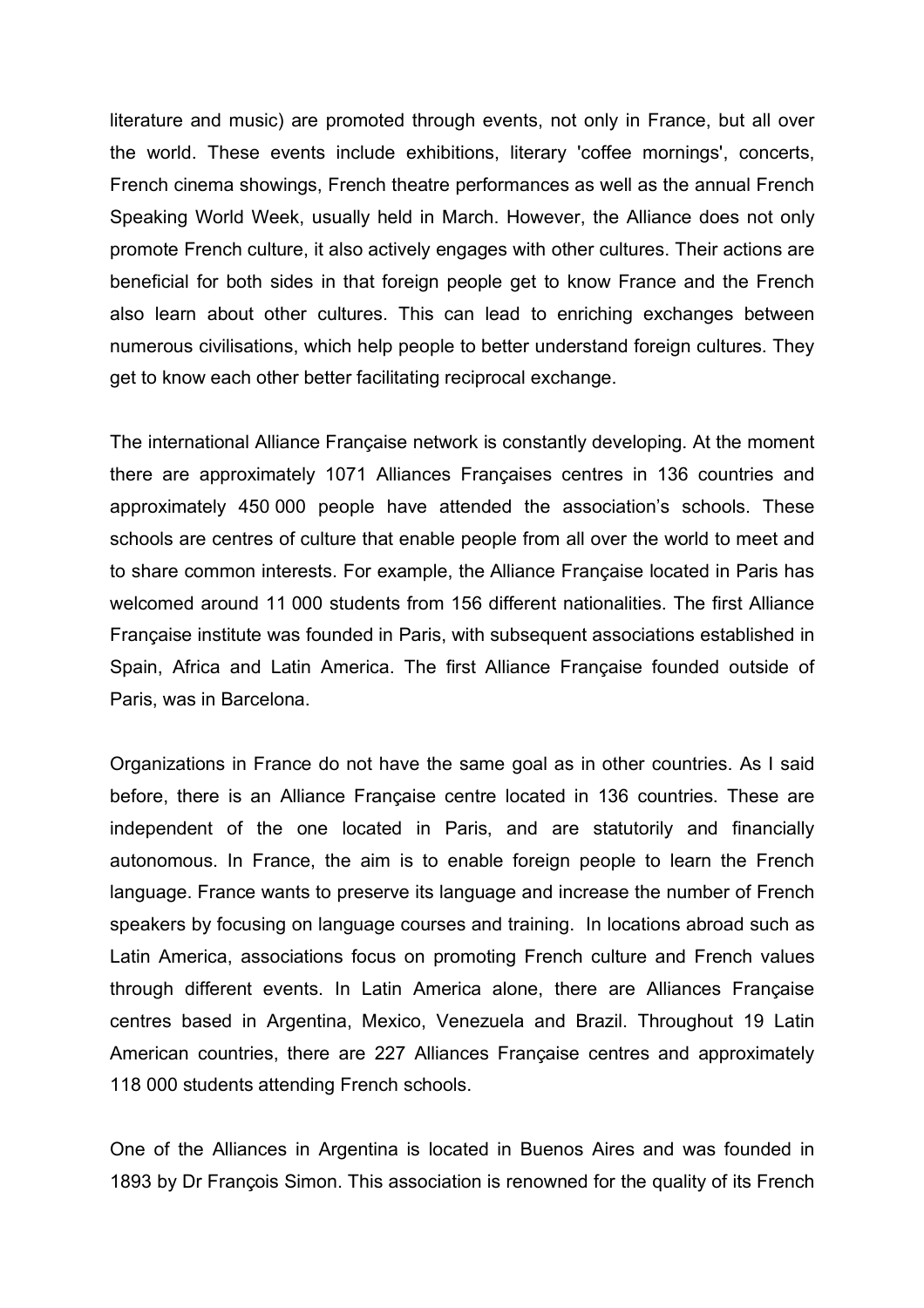literature and music) are promoted through events, not only in France, but all over the world. These events include exhibitions, literary 'coffee mornings', concerts, French cinema showings, French theatre performances as well as the annual French Speaking World Week, usually held in March. However, the Alliance does not only promote French culture, it also actively engages with other cultures. Their actions are beneficial for both sides in that foreign people get to know France and the French also learn about other cultures. This can lead to enriching exchanges between numerous civilisations, which help people to better understand foreign cultures. They get to know each other better facilitating reciprocal exchange.

The international Alliance Française network is constantly developing. At the moment there are approximately 1071 Alliances Françaises centres in 136 countries and approximately 450 000 people have attended the association's schools. These schools are centres of culture that enable people from all over the world to meet and to share common interests. For example, the Alliance Française located in Paris has welcomed around 11 000 students from 156 different nationalities. The first Alliance Française institute was founded in Paris, with subsequent associations established in Spain, Africa and Latin America. The first Alliance Française founded outside of Paris, was in Barcelona.

Organizations in France do not have the same goal as in other countries. As I said before, there is an Alliance Française centre located in 136 countries. These are independent of the one located in Paris, and are statutorily and financially autonomous. In France, the aim is to enable foreign people to learn the French language. France wants to preserve its language and increase the number of French speakers by focusing on language courses and training. In locations abroad such as Latin America, associations focus on promoting French culture and French values through different events. In Latin America alone, there are Alliances Française centres based in Argentina, Mexico, Venezuela and Brazil. Throughout 19 Latin American countries, there are 227 Alliances Française centres and approximately 118 000 students attending French schools.

One of the Alliances in Argentina is located in Buenos Aires and was founded in 1893 by Dr François Simon. This association is renowned for the quality of its French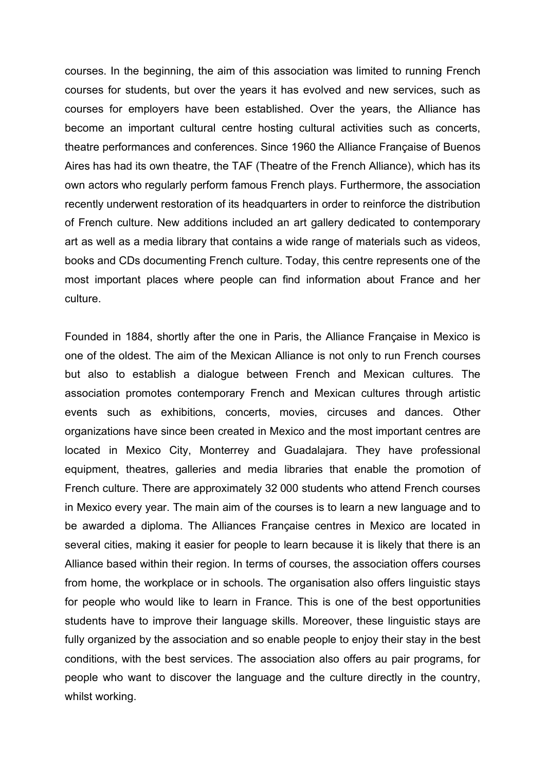courses. In the beginning, the aim of this association was limited to running French courses for students, but over the years it has evolved and new services, such as courses for employers have been established. Over the years, the Alliance has become an important cultural centre hosting cultural activities such as concerts, theatre performances and conferences. Since 1960 the Alliance Française of Buenos Aires has had its own theatre, the TAF (Theatre of the French Alliance), which has its own actors who regularly perform famous French plays. Furthermore, the association recently underwent restoration of its headquarters in order to reinforce the distribution of French culture. New additions included an art gallery dedicated to contemporary art as well as a media library that contains a wide range of materials such as videos, books and CDs documenting French culture. Today, this centre represents one of the most important places where people can find information about France and her culture.

Founded in 1884, shortly after the one in Paris, the Alliance Française in Mexico is one of the oldest. The aim of the Mexican Alliance is not only to run French courses but also to establish a dialogue between French and Mexican cultures. The association promotes contemporary French and Mexican cultures through artistic events such as exhibitions, concerts, movies, circuses and dances. Other organizations have since been created in Mexico and the most important centres are located in Mexico City, Monterrey and Guadalajara. They have professional equipment, theatres, galleries and media libraries that enable the promotion of French culture. There are approximately 32 000 students who attend French courses in Mexico every year. The main aim of the courses is to learn a new language and to be awarded a diploma. The Alliances Française centres in Mexico are located in several cities, making it easier for people to learn because it is likely that there is an Alliance based within their region. In terms of courses, the association offers courses from home, the workplace or in schools. The organisation also offers linguistic stays for people who would like to learn in France. This is one of the best opportunities students have to improve their language skills. Moreover, these linguistic stays are fully organized by the association and so enable people to enjoy their stay in the best conditions, with the best services. The association also offers au pair programs, for people who want to discover the language and the culture directly in the country, whilst working.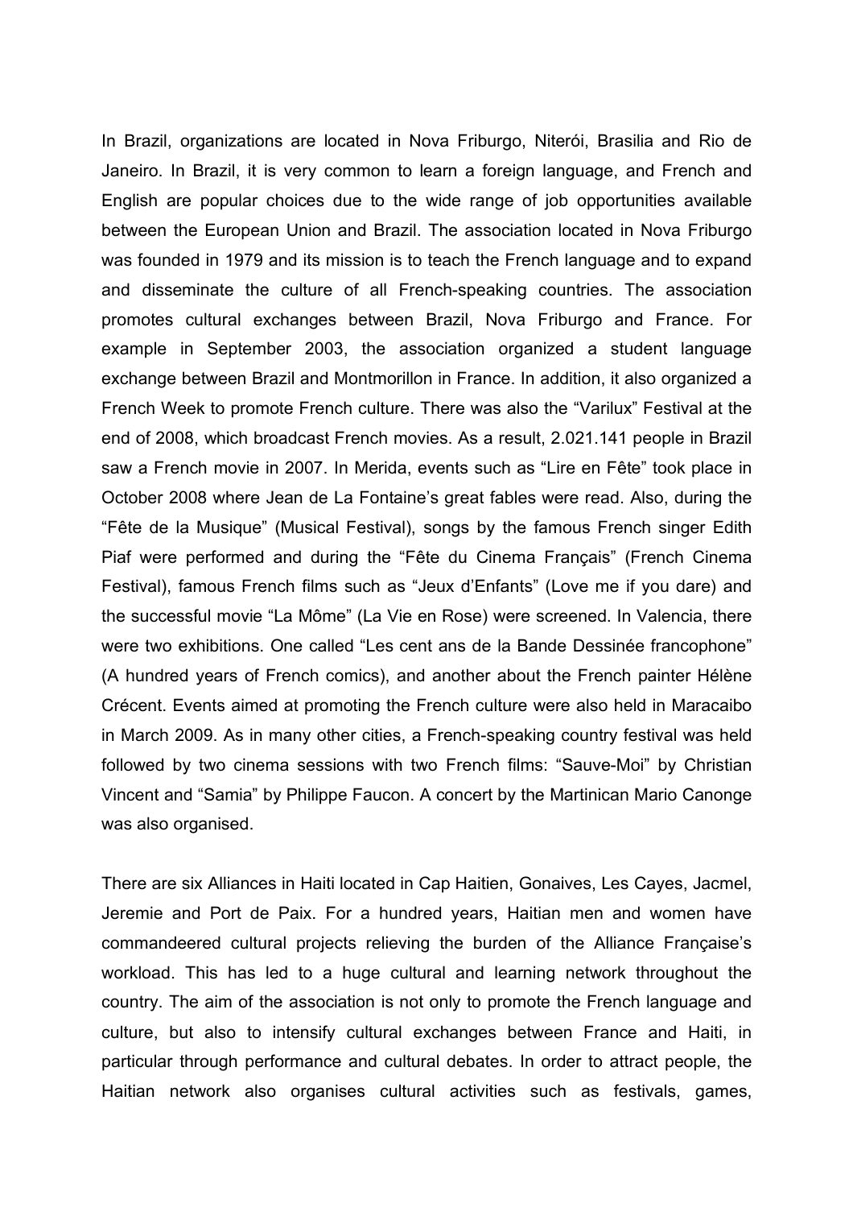In Brazil, organizations are located in Nova Friburgo, Niterói, Brasilia and Rio de Janeiro. In Brazil, it is very common to learn a foreign language, and French and English are popular choices due to the wide range of job opportunities available between the European Union and Brazil. The association located in Nova Friburgo was founded in 1979 and its mission is to teach the French language and to expand and disseminate the culture of all French-speaking countries. The association promotes cultural exchanges between Brazil, Nova Friburgo and France. For example in September 2003, the association organized a student language exchange between Brazil and Montmorillon in France. In addition, it also organized a French Week to promote French culture. There was also the "Varilux" Festival at the end of 2008, which broadcast French movies. As a result, 2.021.141 people in Brazil saw a French movie in 2007. In Merida, events such as "Lire en Fête" took place in October 2008 where Jean de La Fontaine's great fables were read. Also, during the "Fête de la Musique" (Musical Festival), songs by the famous French singer Edith Piaf were performed and during the "Fête du Cinema Français" (French Cinema Festival), famous French films such as "Jeux d'Enfants" (Love me if you dare) and the successful movie "La Môme" (La Vie en Rose) were screened. In Valencia, there were two exhibitions. One called "Les cent ans de la Bande Dessinée francophone" (A hundred years of French comics), and another about the French painter Hélène Crécent. Events aimed at promoting the French culture were also held in Maracaibo in March 2009. As in many other cities, a French-speaking country festival was held followed by two cinema sessions with two French films: "Sauve-Moi" by Christian Vincent and "Samia" by Philippe Faucon. A concert by the Martinican Mario Canonge was also organised.

There are six Alliances in Haiti located in Cap Haitien, Gonaives, Les Cayes, Jacmel, Jeremie and Port de Paix. For a hundred years, Haitian men and women have commandeered cultural projects relieving the burden of the Alliance Française's workload. This has led to a huge cultural and learning network throughout the country. The aim of the association is not only to promote the French language and culture, but also to intensify cultural exchanges between France and Haiti, in particular through performance and cultural debates. In order to attract people, the Haitian network also organises cultural activities such as festivals, games,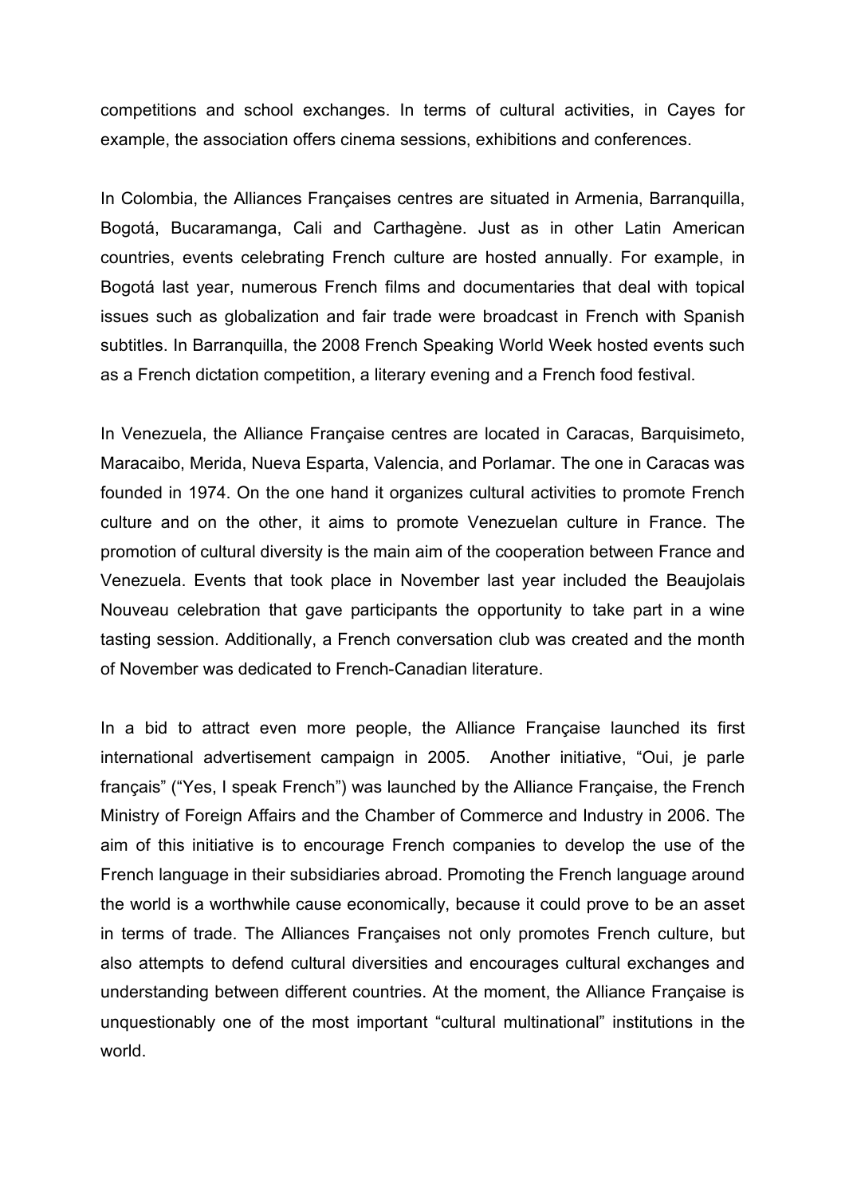competitions and school exchanges. In terms of cultural activities, in Cayes for example, the association offers cinema sessions, exhibitions and conferences.

In Colombia, the Alliances Françaises centres are situated in Armenia, Barranquilla, Bogotá, Bucaramanga, Cali and Carthagène. Just as in other Latin American countries, events celebrating French culture are hosted annually. For example, in Bogotá last year, numerous French films and documentaries that deal with topical issues such as globalization and fair trade were broadcast in French with Spanish subtitles. In Barranquilla, the 2008 French Speaking World Week hosted events such as a French dictation competition, a literary evening and a French food festival.

In Venezuela, the Alliance Française centres are located in Caracas, Barquisimeto, Maracaibo, Merida, Nueva Esparta, Valencia, and Porlamar. The one in Caracas was founded in 1974. On the one hand it organizes cultural activities to promote French culture and on the other, it aims to promote Venezuelan culture in France. The promotion of cultural diversity is the main aim of the cooperation between France and Venezuela. Events that took place in November last year included the Beaujolais Nouveau celebration that gave participants the opportunity to take part in a wine tasting session. Additionally, a French conversation club was created and the month of November was dedicated to French-Canadian literature.

In a bid to attract even more people, the Alliance Française launched its first international advertisement campaign in 2005. Another initiative, "Oui, je parle français" ("Yes, I speak French") was launched by the Alliance Française, the French Ministry of Foreign Affairs and the Chamber of Commerce and Industry in 2006. The aim of this initiative is to encourage French companies to develop the use of the French language in their subsidiaries abroad. Promoting the French language around the world is a worthwhile cause economically, because it could prove to be an asset in terms of trade. The Alliances Françaises not only promotes French culture, but also attempts to defend cultural diversities and encourages cultural exchanges and understanding between different countries. At the moment, the Alliance Française is unquestionably one of the most important "cultural multinational" institutions in the world.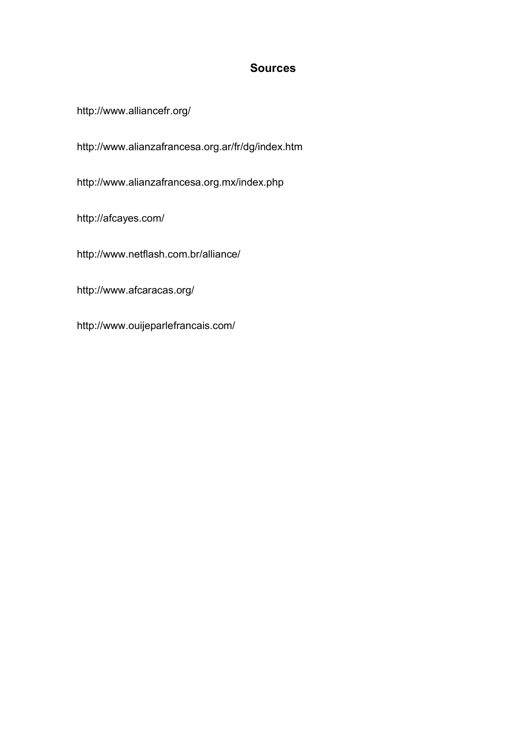# Sources

http://www.alliancefr.org/

http://www.alianzafrancesa.org.ar/fr/dg/index.htm

http://www.alianzafrancesa.org.mx/index.php

http://afcayes.com/

http://www.netflash.com.br/alliance/

http://www.afcaracas.org/

http://www.ouijeparlefrancais.com/